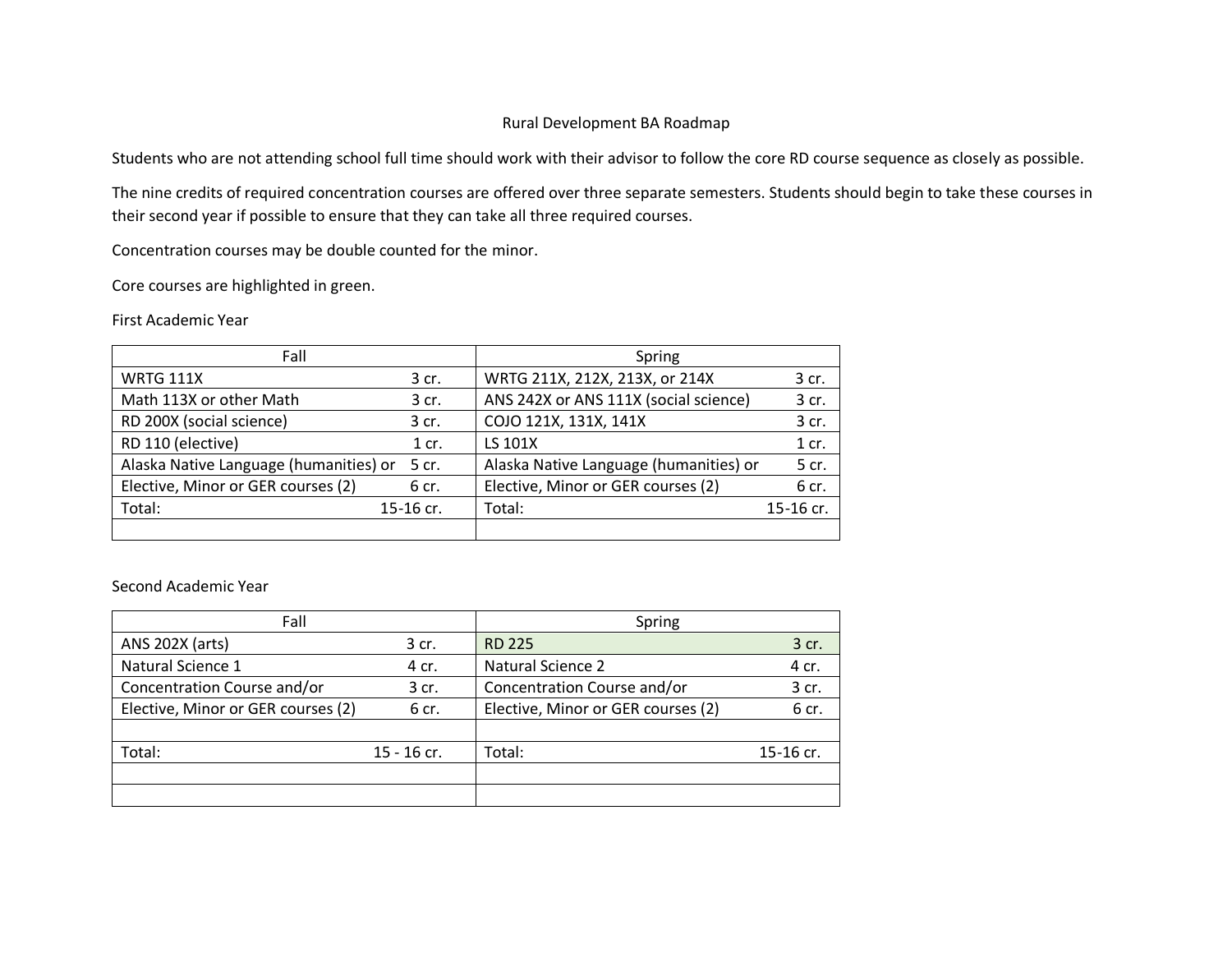# Rural Development BA Roadmap

Students who are not attending school full time should work with their advisor to follow the core RD course sequence as closely as possible.

The nine credits of required concentration courses are offered over three separate semesters. Students should begin to take these courses in their second year if possible to ensure that they can take all three required courses.

Concentration courses may be double counted for the minor.

Core courses are highlighted in green.

First Academic Year

| Fall | | Spring | |
|---|---|---|---|
| WRTG 111X | 3 cr. | WRTG 211X, 212X, 213X, or 214X | 3 cr. |
| Math 113X or other Math | 3 cr. | ANS 242X or ANS 111X (social science) | 3 cr. |
| RD 200X (social science) | 3 cr. | COJO 121X, 131X, 141X | 3 cr. |
| RD 110 (elective) | 1 cr. | LS 101X | 1 cr. |
| Alaska Native Language (humanities) or | 5 cr. | Alaska Native Language (humanities) or | 5 cr. |
| Elective, Minor or GER courses (2) | 6 cr. | Elective, Minor or GER courses (2) | 6 cr. |
| Total: | 15-16 cr. | Total: | 15-16 cr. |
| | | | |

Second Academic Year

| Fall | | Spring | |
|---|---|---|---|
| ANS 202X (arts) | 3 cr. | RD 225 | 3 cr. |
| Natural Science 1 | 4 cr. | Natural Science 2 | 4 cr. |
| Concentration Course and/or | 3 cr. | Concentration Course and/or | 3 cr. |
| Elective, Minor or GER courses (2) | 6 cr. | Elective, Minor or GER courses (2) | 6 cr. |
| | | | |
| Total: | 15 - 16 cr. | Total: | 15-16 cr. |
| | | | |
| | | | |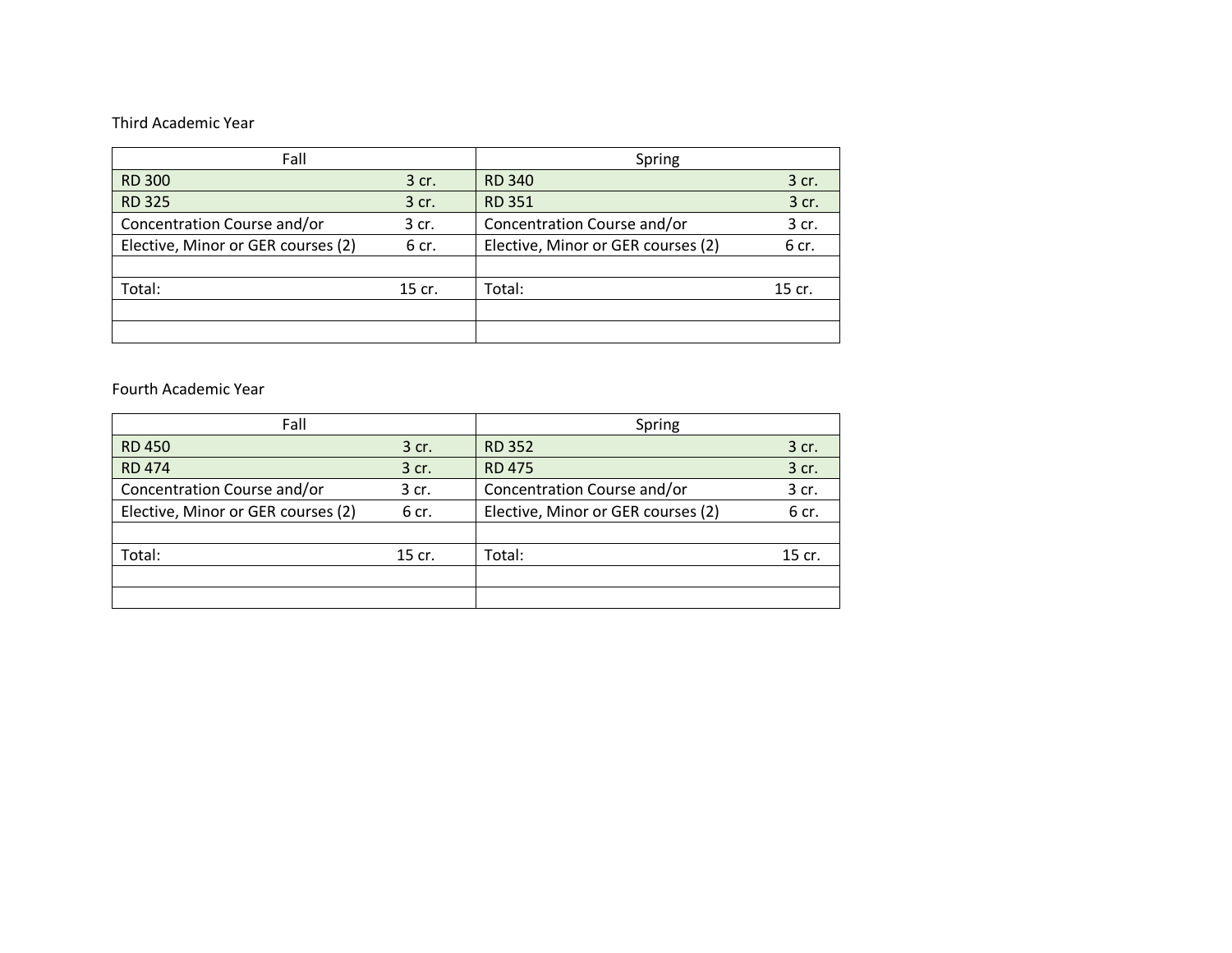Third Academic Year

| Fall | | Spring | |
|---|---|---|---|
| RD 300 | 3 cr. | RD 340 | 3 cr. |
| RD 325 | 3 cr. | RD 351 | 3 cr. |
| Concentration Course and/or | 3 cr. | Concentration Course and/or | 3 cr. |
| Elective, Minor or GER courses (2) | 6 cr. | Elective, Minor or GER courses (2) | 6 cr. |
| | | | |
| Total: | 15 cr. | Total: | 15 cr. |
| | | | |
| | | | |

Fourth Academic Year

| Fall | | Spring | |
|---|---|---|---|
| RD 450 | 3 cr. | RD 352 | 3 cr. |
| RD 474 | 3 cr. | RD 475 | 3 cr. |
| Concentration Course and/or | 3 cr. | Concentration Course and/or | 3 cr. |
| Elective, Minor or GER courses (2) | 6 cr. | Elective, Minor or GER courses (2) | 6 cr. |
| | | | |
| Total: | 15 cr. | Total: | 15 cr. |
| | | | |
| | | | |